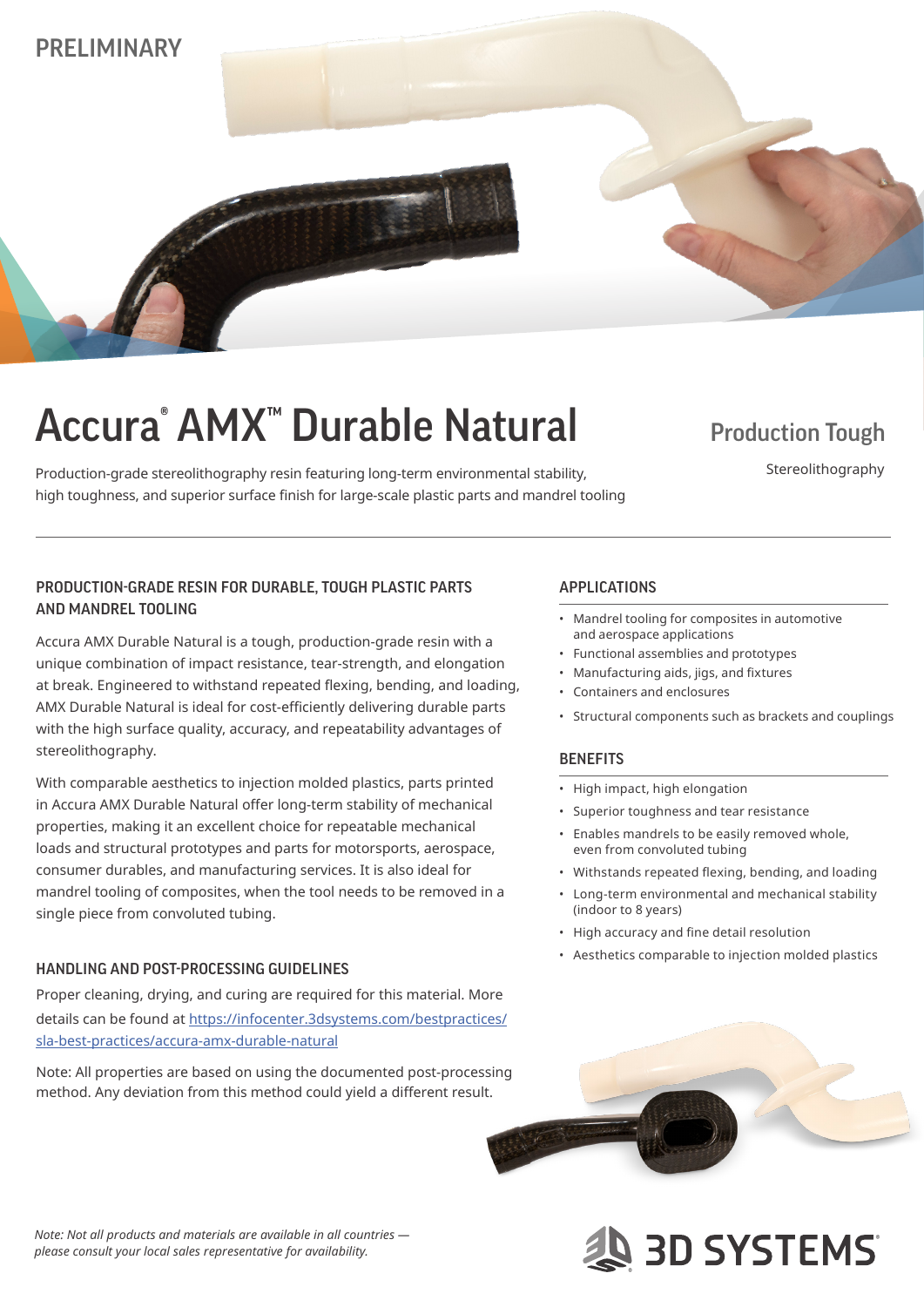PRELIMINARY

# Accura® AMX™ Durable Natural

Production-grade stereolithography resin featuring long-term environmental stability, high toughness, and superior surface finish for large-scale plastic parts and mandrel tooling

**Production Tough**

Stereolithography

## PRODUCTION-GRADE RESIN FOR DURABLE, TOUGH PLASTIC PARTS AND MANDREL TOOLING

Accura AMX Durable Natural is a tough, production-grade resin with a unique combination of impact resistance, tear-strength, and elongation at break. Engineered to withstand repeated flexing, bending, and loading, AMX Durable Natural is ideal for cost-efficiently delivering durable parts with the high surface quality, accuracy, and repeatability advantages of stereolithography.

With comparable aesthetics to injection molded plastics, parts printed in Accura AMX Durable Natural offer long-term stability of mechanical properties, making it an excellent choice for repeatable mechanical loads and structural prototypes and parts for motorsports, aerospace, consumer durables, and manufacturing services. It is also ideal for mandrel tooling of composites, when the tool needs to be removed in a single piece from convoluted tubing.

## HANDLING AND POST-PROCESSING GUIDELINES

Proper cleaning, drying, and curing are required for this material. More details can be found at [https://infocenter.3dsystems.com/bestpractices/sla-best-practices/accura-amx-durable-natural](https://infocenter.3dsystems.com/bestpractices/sla-best-practices/accura-amx-durable-natural)

Note: All properties are based on using the documented post-processing method. Any deviation from this method could yield a different result.

## APPLICATIONS

- Mandrel tooling for composites in automotive and aerospace applications
- Functional assemblies and prototypes
- Manufacturing aids, jigs, and fixtures
- Containers and enclosures
- Structural components such as brackets and couplings

## BENEFITS

- High impact, high elongation
- Superior toughness and tear resistance
- Enables mandrels to be easily removed whole, even from convoluted tubing
- Withstands repeated flexing, bending, and loading
- Long-term environmental and mechanical stability (indoor to 8 years)
- High accuracy and fine detail resolution
- Aesthetics comparable to injection molded plastics

*Note: Not all products and materials are available in all countries — please consult your local sales representative for availability.*

3D SYSTEMS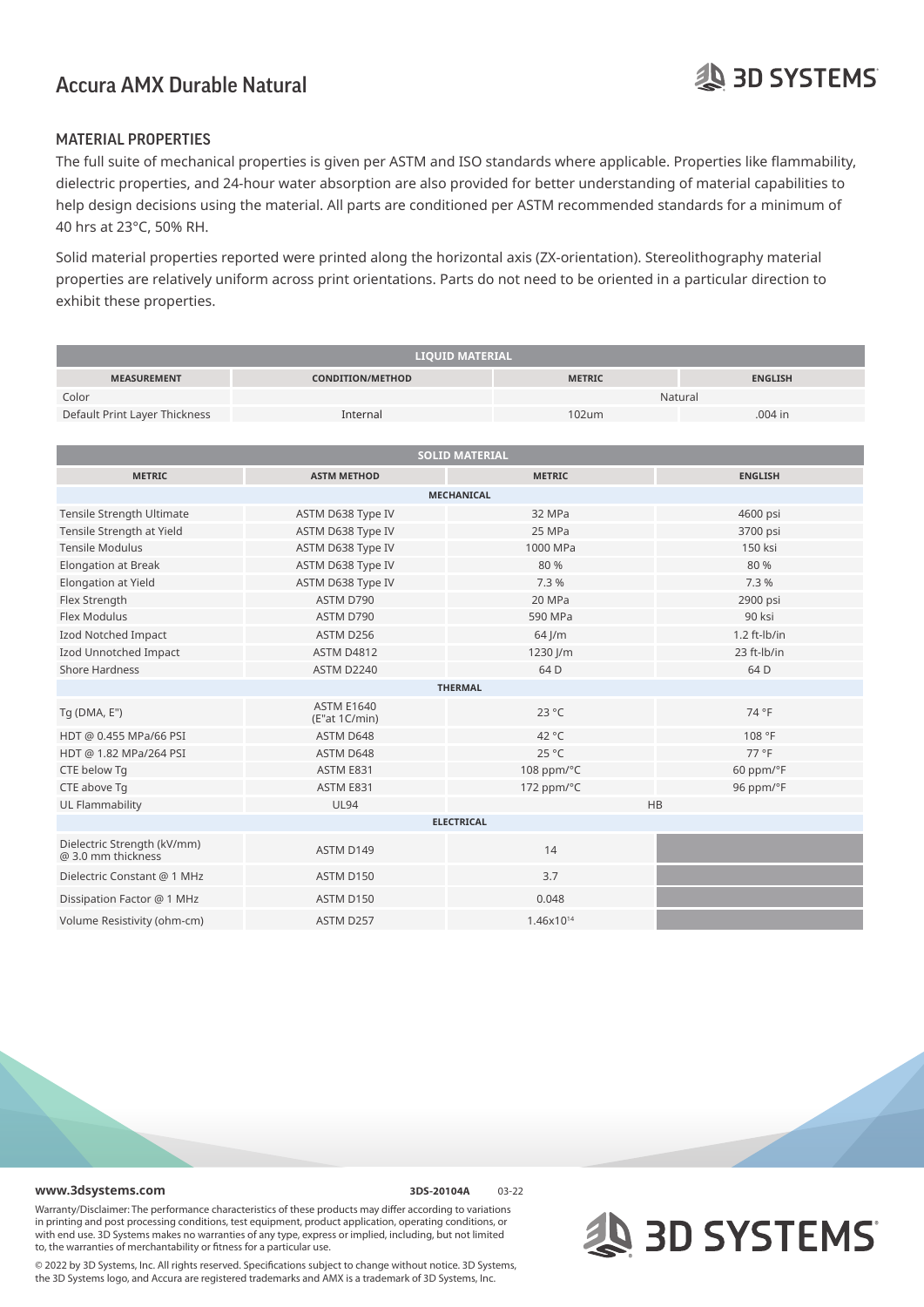# Accura AMX Durable Natural

## MATERIAL PROPERTIES

The full suite of mechanical properties is given per ASTM and ISO standards where applicable. Properties like flammability, dielectric properties, and 24-hour water absorption are also provided for better understanding of material capabilities to help design decisions using the material. All parts are conditioned per ASTM recommended standards for a minimum of 40 hrs at 23°C, 50% RH.

Solid material properties reported were printed along the horizontal axis (ZX-orientation). Stereolithography material properties are relatively uniform across print orientations. Parts do not need to be oriented in a particular direction to exhibit these properties.

| LIQUID MATERIAL | | | |
|---|---|---|---|
| **MEASUREMENT** | **CONDITION/METHOD** | **METRIC** | **ENGLISH** |
| Color | | Natural | |
| Default Print Layer Thickness | Internal | 102um | .004 in |

| SOLID MATERIAL | | | |
|---|---|---|---|
| **METRIC** | **ASTM METHOD** | **METRIC** | **ENGLISH** |
| **MECHANICAL** | | | |
| Tensile Strength Ultimate | ASTM D638 Type IV | 32 MPa | 4600 psi |
| Tensile Strength at Yield | ASTM D638 Type IV | 25 MPa | 3700 psi |
| Tensile Modulus | ASTM D638 Type IV | 1000 MPa | 150 ksi |
| Elongation at Break | ASTM D638 Type IV | 80 % | 80 % |
| Elongation at Yield | ASTM D638 Type IV | 7.3 % | 7.3 % |
| Flex Strength | ASTM D790 | 20 MPa | 2900 psi |
| Flex Modulus | ASTM D790 | 590 MPa | 90 ksi |
| Izod Notched Impact | ASTM D256 | 64 J/m | 1.2 ft-lb/in |
| Izod Unnotched Impact | ASTM D4812 | 1230 J/m | 23 ft-lb/in |
| Shore Hardness | ASTM D2240 | 64 D | 64 D |
| **THERMAL** | | | |
| Tg (DMA, E") | ASTM E1640 (E"at 1C/min) | 23 °C | 74 °F |
| HDT @ 0.455 MPa/66 PSI | ASTM D648 | 42 °C | 108 °F |
| HDT @ 1.82 MPa/264 PSI | ASTM D648 | 25 °C | 77 °F |
| CTE below Tg | ASTM E831 | 108 ppm/°C | 60 ppm/°F |
| CTE above Tg | ASTM E831 | 172 ppm/°C | 96 ppm/°F |
| UL Flammability | UL94 | HB | |
| **ELECTRICAL** | | | |
| Dielectric Strength (kV/mm) @ 3.0 mm thickness | ASTM D149 | 14 | |
| Dielectric Constant @ 1 MHz | ASTM D150 | 3.7 | |
| Dissipation Factor @ 1 MHz | ASTM D150 | 0.048 | |
| Volume Resistivity (ohm-cm) | ASTM D257 | $1.46 \times 10^{14}$ | |

**www.3dsystems.com** **3DS-20104A** 03-22

Warranty/Disclaimer: The performance characteristics of these products may differ according to variations in printing and post processing conditions, test equipment, product application, operating conditions, or with end use. 3D Systems makes no warranties of any type, express or implied, including, but not limited to, the warranties of merchantability or fitness for a particular use.

© 2022 by 3D Systems, Inc. All rights reserved. Specifications subject to change without notice. 3D Systems, the 3D Systems logo, and Accura are registered trademarks and AMX is a trademark of 3D Systems, Inc.